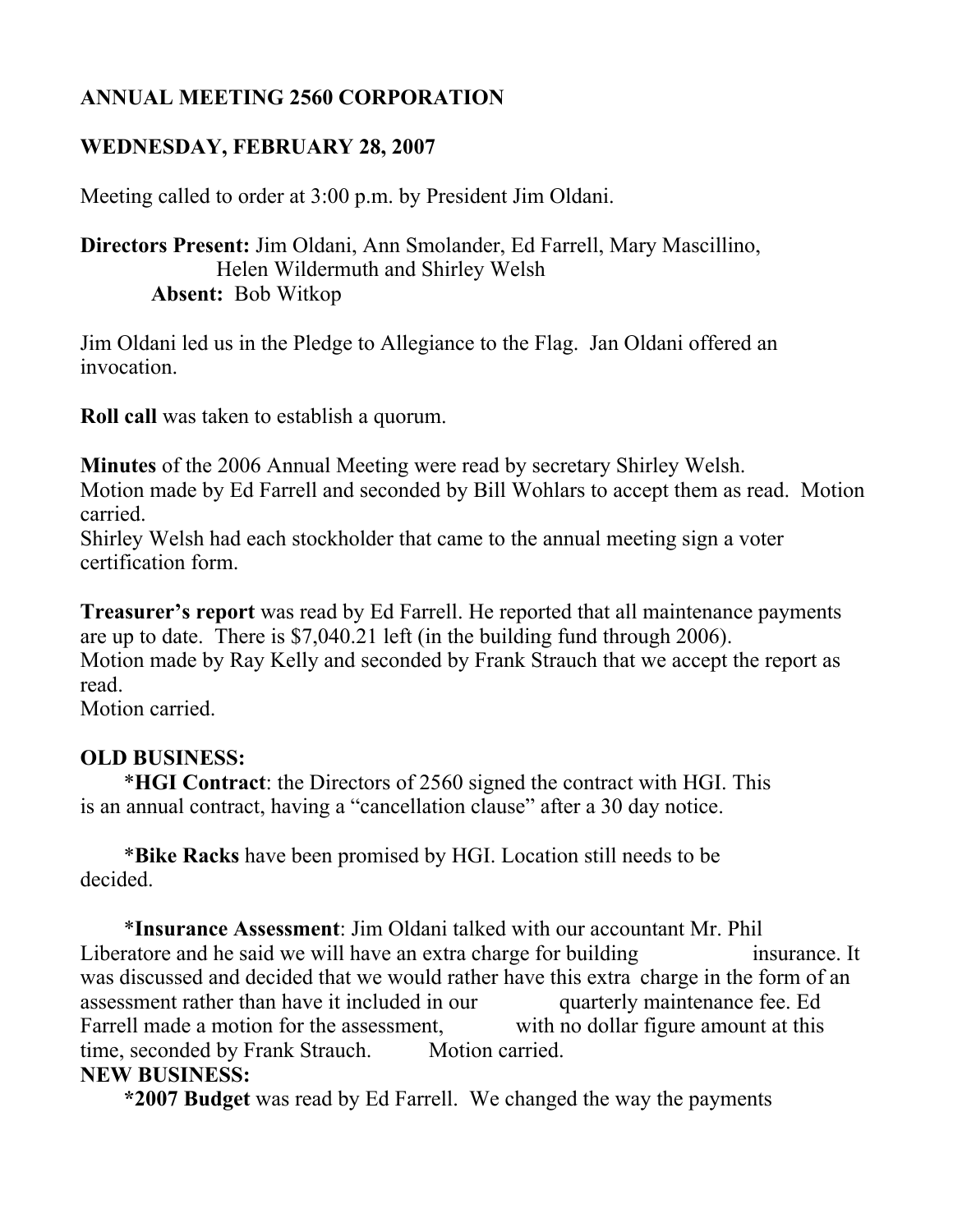**ANNUAL MEETING 2560 CORPORATION**

**WEDNESDAY, FEBRUARY 28, 2007**

Meeting called to order at 3:00 p.m. by President Jim Oldani.

**Directors Present:** Jim Oldani, Ann Smolander, Ed Farrell, Mary Mascillino, Helen Wildermuth and Shirley Welsh
**Absent:** Bob Witkop

Jim Oldani led us in the Pledge to Allegiance to the Flag. Jan Oldani offered an invocation.

**Roll call** was taken to establish a quorum.

**Minutes** of the 2006 Annual Meeting were read by secretary Shirley Welsh.
Motion made by Ed Farrell and seconded by Bill Wohlars to accept them as read. Motion carried.
Shirley Welsh had each stockholder that came to the annual meeting sign a voter certification form.

**Treasurer's report** was read by Ed Farrell. He reported that all maintenance payments are up to date. There is $7,040.21 left (in the building fund through 2006).
Motion made by Ray Kelly and seconded by Frank Strauch that we accept the report as read.
Motion carried.

**OLD BUSINESS:**

*​**HGI Contract**: the Directors of 2560 signed the contract with HGI. This is an annual contract, having a "cancellation clause" after a 30 day notice.

*​**Bike Racks** have been promised by HGI. Location still needs to be decided.

*​**Insurance Assessment**: Jim Oldani talked with our accountant Mr. Phil Liberatore and he said we will have an extra charge for building insurance. It was discussed and decided that we would rather have this extra charge in the form of an assessment rather than have it included in our quarterly maintenance fee. Ed Farrell made a motion for the assessment, with no dollar figure amount at this time, seconded by Frank Strauch. Motion carried.

**NEW BUSINESS:**

**\*2007 Budget** was read by Ed Farrell. We changed the way the payments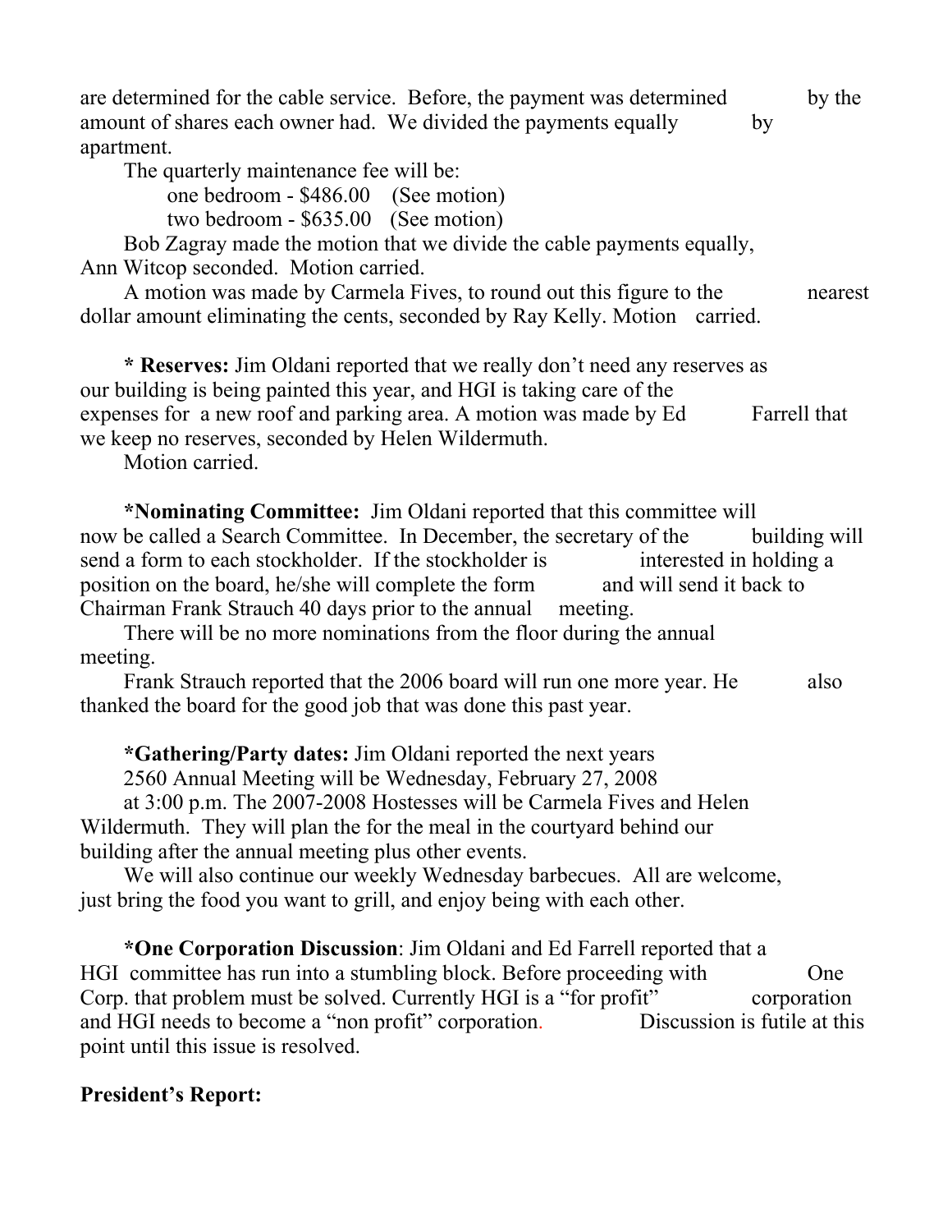are determined for the cable service. Before, the payment was determined by the amount of shares each owner had. We divided the payments equally by apartment.

The quarterly maintenance fee will be:

one bedroom - $486.00 (See motion)
two bedroom - $635.00 (See motion)

Bob Zagray made the motion that we divide the cable payments equally, Ann Witcop seconded. Motion carried.

A motion was made by Carmela Fives, to round out this figure to the nearest dollar amount eliminating the cents, seconded by Ray Kelly. Motion carried.

**\* Reserves:** Jim Oldani reported that we really don't need any reserves as our building is being painted this year, and HGI is taking care of the expenses for a new roof and parking area. A motion was made by Ed Farrell that we keep no reserves, seconded by Helen Wildermuth.
Motion carried.

**\*Nominating Committee:** Jim Oldani reported that this committee will now be called a Search Committee. In December, the secretary of the building will send a form to each stockholder. If the stockholder is interested in holding a position on the board, he/she will complete the form and will send it back to Chairman Frank Strauch 40 days prior to the annual meeting.

There will be no more nominations from the floor during the annual meeting.

Frank Strauch reported that the 2006 board will run one more year. He also thanked the board for the good job that was done this past year.

**\*Gathering/Party dates:** Jim Oldani reported the next years 2560 Annual Meeting will be Wednesday, February 27, 2008 at 3:00 p.m. The 2007-2008 Hostesses will be Carmela Fives and Helen Wildermuth. They will plan the for the meal in the courtyard behind our building after the annual meeting plus other events.

We will also continue our weekly Wednesday barbecues. All are welcome, just bring the food you want to grill, and enjoy being with each other.

**\*One Corporation Discussion**: Jim Oldani and Ed Farrell reported that a HGI committee has run into a stumbling block. Before proceeding with One Corp. that problem must be solved. Currently HGI is a "for profit" corporation and HGI needs to become a "non profit" corporation. Discussion is futile at this point until this issue is resolved.

**President's Report:**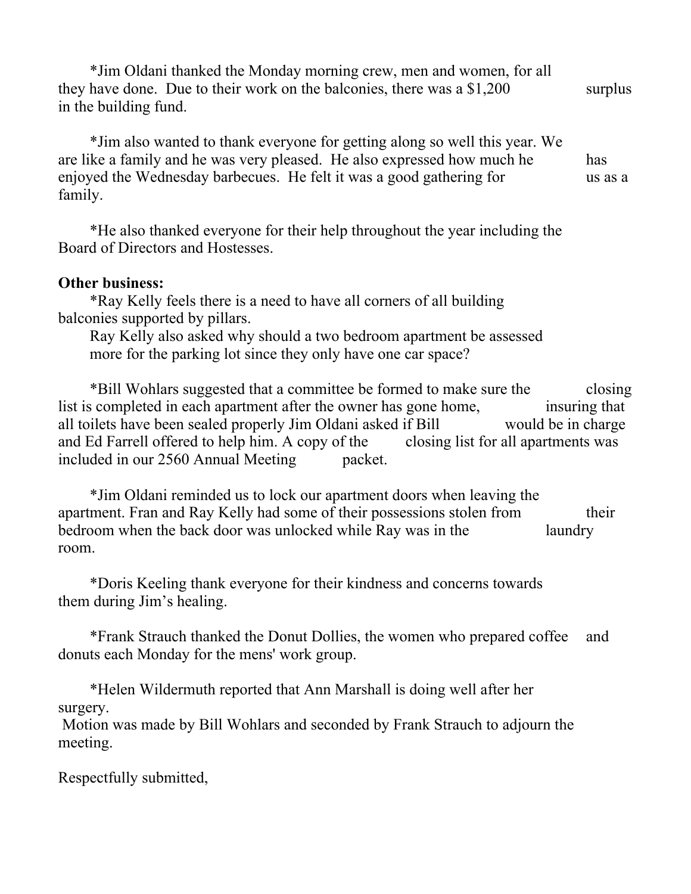*Jim Oldani thanked the Monday morning crew, men and women, for all they have done. Due to their work on the balconies, there was a $1,200 surplus in the building fund.

*Jim also wanted to thank everyone for getting along so well this year. We are like a family and he was very pleased. He also expressed how much he has enjoyed the Wednesday barbecues. He felt it was a good gathering for us as a family.

*He also thanked everyone for their help throughout the year including the Board of Directors and Hostesses.

**Other business:**

*Ray Kelly feels there is a need to have all corners of all building balconies supported by pillars.

Ray Kelly also asked why should a two bedroom apartment be assessed more for the parking lot since they only have one car space?

*Bill Wohlars suggested that a committee be formed to make sure the closing list is completed in each apartment after the owner has gone home, insuring that all toilets have been sealed properly Jim Oldani asked if Bill would be in charge and Ed Farrell offered to help him. A copy of the closing list for all apartments was included in our 2560 Annual Meeting packet.

*Jim Oldani reminded us to lock our apartment doors when leaving the apartment. Fran and Ray Kelly had some of their possessions stolen from their bedroom when the back door was unlocked while Ray was in the laundry room.

*Doris Keeling thank everyone for their kindness and concerns towards them during Jim's healing.

*Frank Strauch thanked the Donut Dollies, the women who prepared coffee and donuts each Monday for the mens' work group.

*Helen Wildermuth reported that Ann Marshall is doing well after her surgery.

Motion was made by Bill Wohlars and seconded by Frank Strauch to adjourn the meeting.

Respectfully submitted,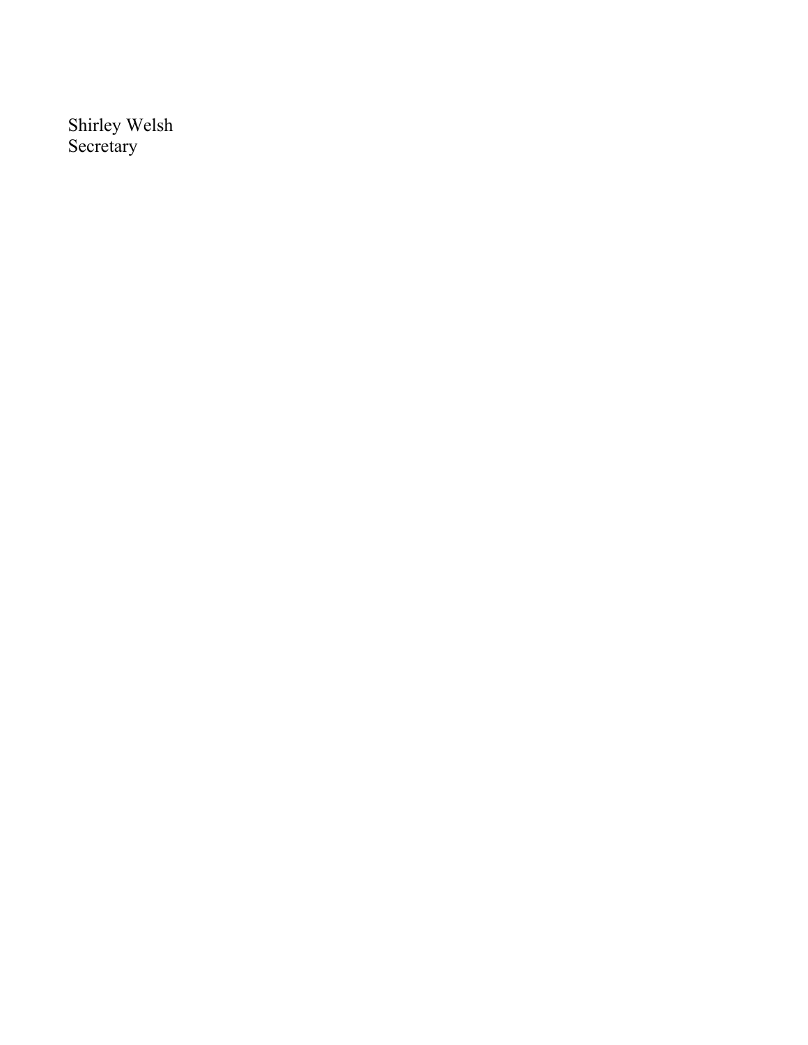Shirley Welsh
Secretary